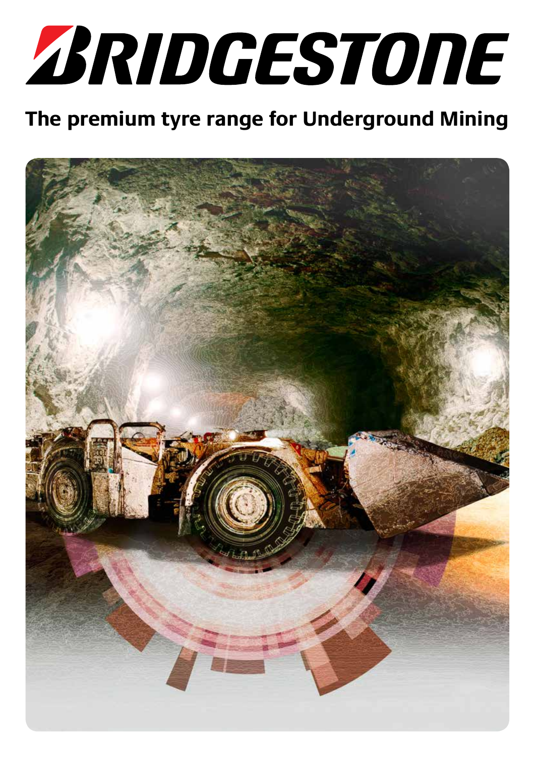# BRIDGESTONE

## The premium tyre range for Underground Mining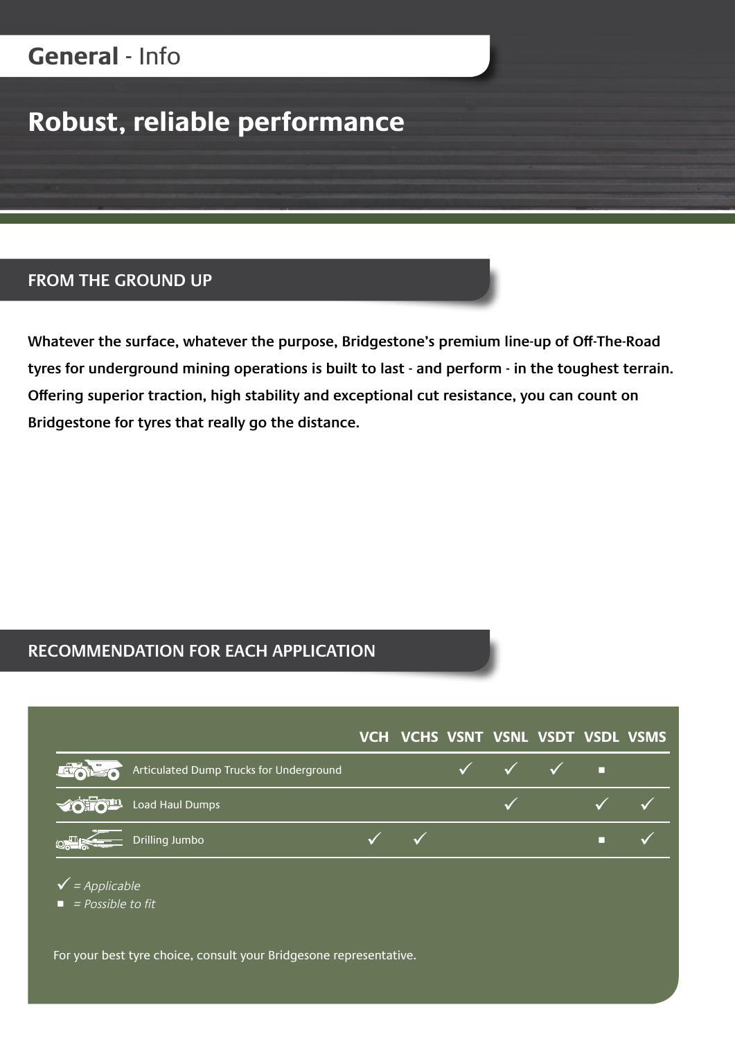# General - Info

## Robust, reliable performance

### FROM THE GROUND UP

**Whatever the surface, whatever the purpose, Bridgestone's premium line-up of Off-The-Road tyres for underground mining operations is built to last - and perform - in the toughest terrain. Offering superior traction, high stability and exceptional cut resistance, you can count on Bridgestone for tyres that really go the distance.**

### RECOMMENDATION FOR EACH APPLICATION

| | VCH | VCHS | VSNT | VSNL | VSDT | VSDL | VSMS |
|---|---|---|---|---|---|---|---|
| Articulated Dump Trucks for Underground | | | ✓ | ✓ | ✓ | ■ | |
| Load Haul Dumps | | | | ✓ | | ✓ | ✓ |
| Drilling Jumbo | ✓ | ✓ | | | | ■ | ✓ |

✓ *= Applicable*
■ *= Possible to fit*

For your best tyre choice, consult your Bridgesone representative.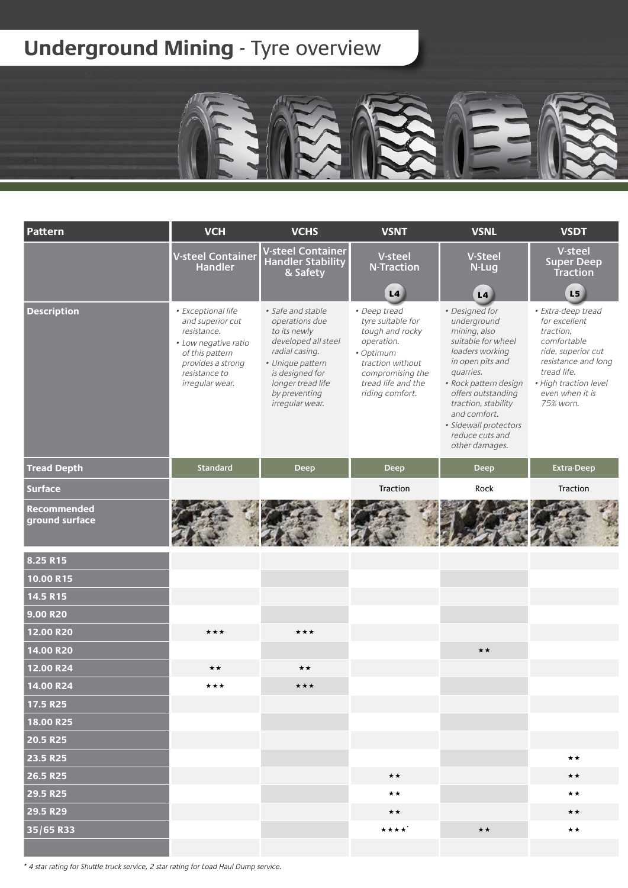# Underground Mining - Tyre overview

| Pattern | VCH | VCHS | VSNT | VSNL | VSDT |
|---|---|---|---|---|---|
| | V-steel Container Handler | V-steel Container Handler Stability & Safety | V-steel N-Traction L4 | V-Steel N-Lug L4 | V-steel Super Deep Traction L5 |
| Description | • *Exceptional life and superior cut resistance.* • *Low negative ratio of this pattern provides a strong resistance to irregular wear.* | • *Safe and stable operations due to its newly developed all steel radial casing.* • *Unique pattern is designed for longer tread life by preventing irregular wear.* | • *Deep tread tyre suitable for tough and rocky operation.* • *Optimum traction without compromising the tread life and the riding comfort.* | • *Designed for underground mining, also suitable for wheel loaders working in open pits and quarries.* • *Rock pattern design offers outstanding traction, stability and comfort.* • *Sidewall protectors reduce cuts and other damages.* | • *Extra-deep tread for excellent traction, comfortable ride, superior cut resistance and long tread life.* • *High traction level even when it is 75% worn.* |
| Tread Depth | Standard | Deep | Deep | Deep | Extra-Deep |
| Surface | | | Traction | Rock | Traction |
| Recommended ground surface | | | | | |
| 8.25 R15 | | | | | |
| 10.00 R15 | | | | | |
| 14.5 R15 | | | | | |
| 9.00 R20 | | | | | |
| 12.00 R20 | ★★★ | ★★★ | | | |
| 14.00 R20 | | | | ★★ | |
| 12.00 R24 | ★★ | ★★ | | | |
| 14.00 R24 | ★★★ | ★★★ | | | |
| 17.5 R25 | | | | | |
| 18.00 R25 | | | | | |
| 20.5 R25 | | | | | |
| 23.5 R25 | | | | | ★★ |
| 26.5 R25 | | | ★★ | | ★★ |
| 29.5 R25 | | | ★★ | | ★★ |
| 29.5 R29 | | | ★★ | | ★★ |
| 35/65 R33 | | | ★★★★* | ★★ | ★★ |

*\* 4 star rating for Shuttle truck service, 2 star rating for Load Haul Dump service.*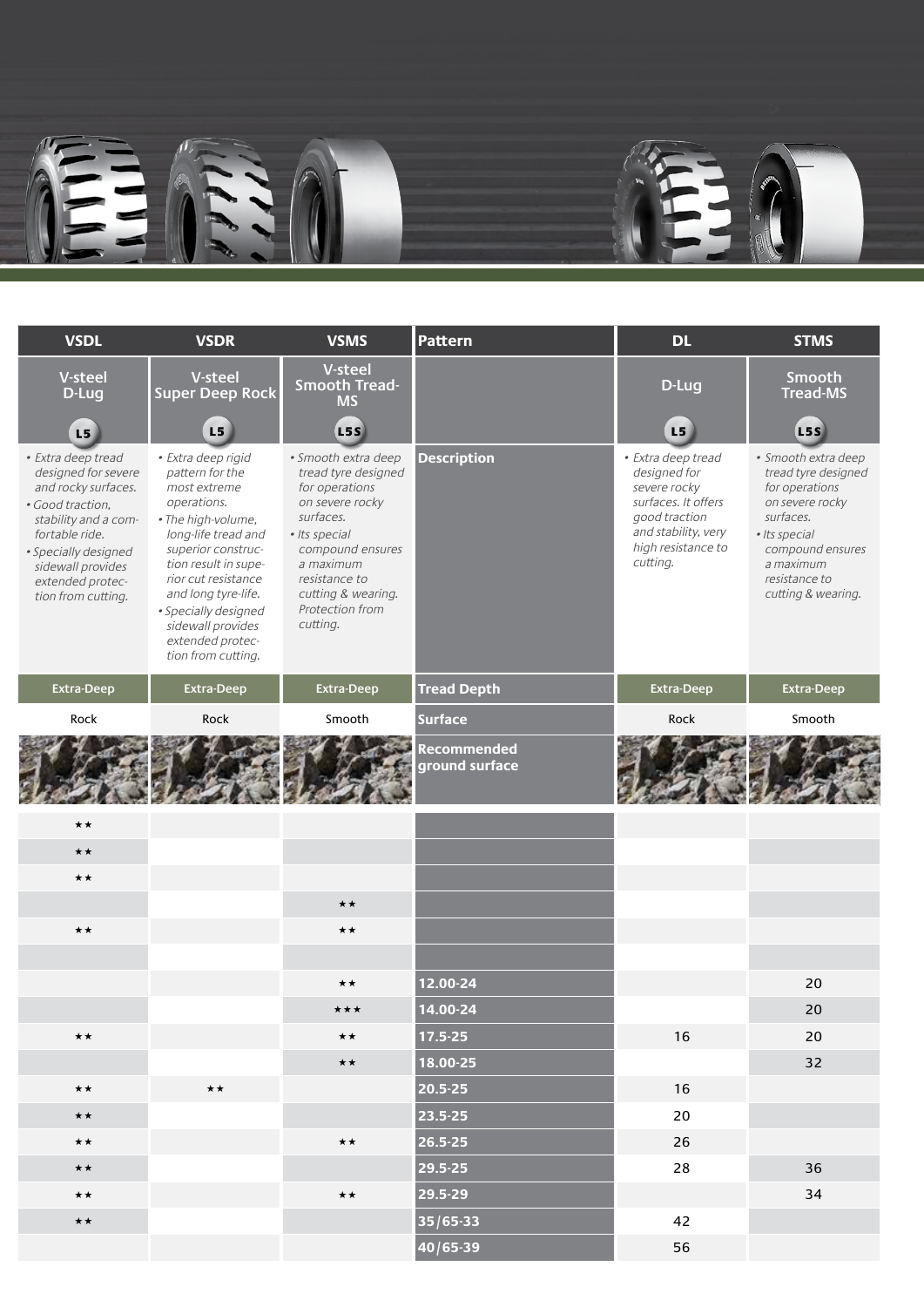| VSDL | VSDR | VSMS | Pattern | DL | STMS |
|---|---|---|---|---|---|
| V-steel D-Lug L5 | V-steel Super Deep Rock L5 | V-steel Smooth Tread-MS L5S | | D-Lug L5 | Smooth Tread-MS L5S |
| • *Extra deep tread designed for severe and rocky surfaces.* • *Good traction, stability and a comfortable ride.* • *Specially designed sidewall provides extended protection from cutting.* | • *Extra deep rigid pattern for the most extreme operations.* • *The high-volume, long-life tread and superior construction result in superior cut resistance and long tyre-life.* • *Specially designed sidewall provides extended protection from cutting.* | • *Smooth extra deep tread tyre designed for operations on severe rocky surfaces.* • *Its special compound ensures a maximum resistance to cutting & wearing. Protection from cutting.* | **Description** | • *Extra deep tread designed for severe rocky surfaces. It offers good traction and stability, very high resistance to cutting.* | • *Smooth extra deep tread tyre designed for operations on severe rocky surfaces.* • *Its special compound ensures a maximum resistance to cutting & wearing.* |
| Extra-Deep | Extra-Deep | Extra-Deep | **Tread Depth** | Extra-Deep | Extra-Deep |
| Rock | Rock | Smooth | **Surface** | Rock | Smooth |
| | | | **Recommended ground surface** | | |
| ★★ | | | | | |
| ★★ | | | | | |
| ★★ | | | | | |
| | | ★★ | | | |
| ★★ | | ★★ | | | |
| | | | | | |
| | | ★★ | **12.00-24** | | 20 |
| | | ★★★ | **14.00-24** | | 20 |
| ★★ | | ★★ | **17.5-25** | 16 | 20 |
| | | ★★ | **18.00-25** | | 32 |
| ★★ | ★★ | | **20.5-25** | 16 | |
| ★★ | | | **23.5-25** | 20 | |
| ★★ | | ★★ | **26.5-25** | 26 | |
| ★★ | | | **29.5-25** | 28 | 36 |
| ★★ | | ★★ | **29.5-29** | | 34 |
| ★★ | | | **35/65-33** | 42 | |
| | | | **40/65-39** | 56 | |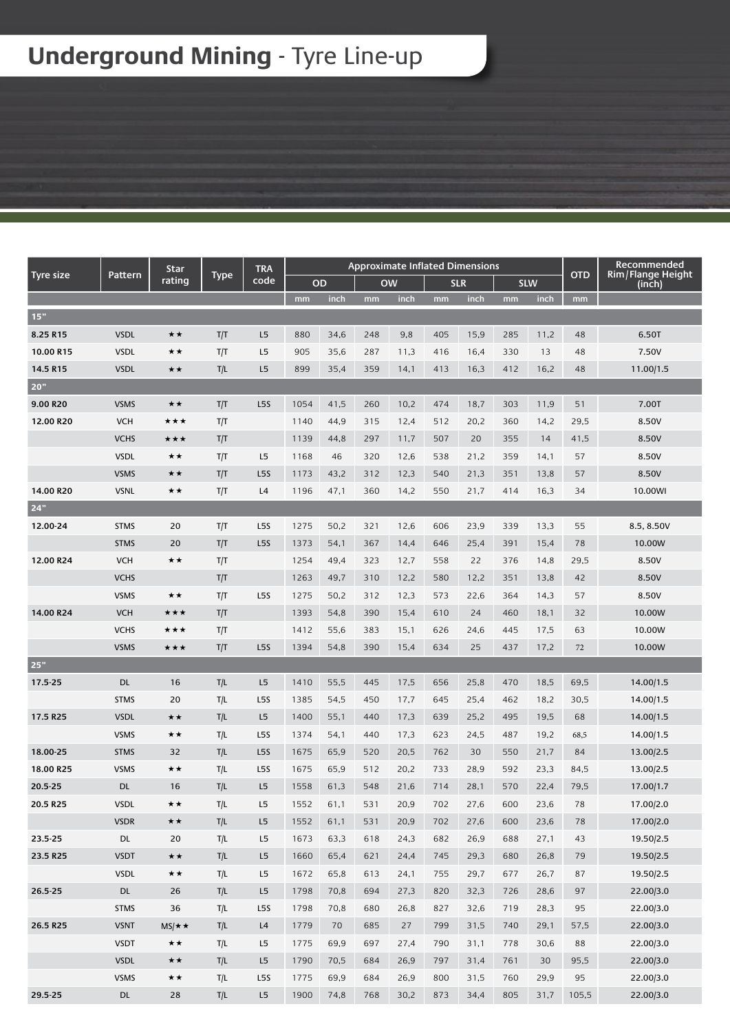# Underground Mining - Tyre Line-up

| Tyre size | Pattern | Star rating | Type | TRA code | Approximate Inflated Dimensions | | | | | | | | OTD | Recommended Rim/Flange Height (inch) |
|---|---|---|---|---|---|---|---|---|---|---|---|---|---|---|
| | | | | | OD | | OW | | SLR | | SLW | | | |
| | | | | | mm | inch | mm | inch | mm | inch | mm | inch | mm | |
| **15"** | | | | | | | | | | | | | | |
| **8.25 R15** | VSDL | ★★ | T/T | L5 | 880 | 34,6 | 248 | 9,8 | 405 | 15,9 | 285 | 11,2 | 48 | 6.50T |
| **10.00 R15** | VSDL | ★★ | T/T | L5 | 905 | 35,6 | 287 | 11,3 | 416 | 16,4 | 330 | 13 | 48 | 7.50V |
| **14.5 R15** | VSDL | ★★ | T/L | L5 | 899 | 35,4 | 359 | 14,1 | 413 | 16,3 | 412 | 16,2 | 48 | 11.00/1.5 |
| **20"** | | | | | | | | | | | | | | |
| **9.00 R20** | VSMS | ★★ | T/T | L5S | 1054 | 41,5 | 260 | 10,2 | 474 | 18,7 | 303 | 11,9 | 51 | 7.00T |
| **12.00 R20** | VCH | ★★★ | T/T | | 1140 | 44,9 | 315 | 12,4 | 512 | 20,2 | 360 | 14,2 | 29,5 | 8.50V |
| | VCHS | ★★★ | T/T | | 1139 | 44,8 | 297 | 11,7 | 507 | 20 | 355 | 14 | 41,5 | 8.50V |
| | VSDL | ★★ | T/T | L5 | 1168 | 46 | 320 | 12,6 | 538 | 21,2 | 359 | 14,1 | 57 | 8.50V |
| | VSMS | ★★ | T/T | L5S | 1173 | 43,2 | 312 | 12,3 | 540 | 21,3 | 351 | 13,8 | 57 | 8.50V |
| **14.00 R20** | VSNL | ★★ | T/T | L4 | 1196 | 47,1 | 360 | 14,2 | 550 | 21,7 | 414 | 16,3 | 34 | 10.00WI |
| **24"** | | | | | | | | | | | | | | |
| **12.00-24** | STMS | 20 | T/T | L5S | 1275 | 50,2 | 321 | 12,6 | 606 | 23,9 | 339 | 13,3 | 55 | 8.5, 8.50V |
| | STMS | 20 | T/T | L5S | 1373 | 54,1 | 367 | 14,4 | 646 | 25,4 | 391 | 15,4 | 78 | 10.00W |
| **12.00 R24** | VCH | ★★ | T/T | | 1254 | 49,4 | 323 | 12,7 | 558 | 22 | 376 | 14,8 | 29,5 | 8.50V |
| | VCHS | | T/T | | 1263 | 49,7 | 310 | 12,2 | 580 | 12,2 | 351 | 13,8 | 42 | 8.50V |
| | VSMS | ★★ | T/T | L5S | 1275 | 50,2 | 312 | 12,3 | 573 | 22,6 | 364 | 14,3 | 57 | 8.50V |
| **14.00 R24** | VCH | ★★★ | T/T | | 1393 | 54,8 | 390 | 15,4 | 610 | 24 | 460 | 18,1 | 32 | 10.00W |
| | VCHS | ★★★ | T/T | | 1412 | 55,6 | 383 | 15,1 | 626 | 24,6 | 445 | 17,5 | 63 | 10.00W |
| | VSMS | ★★★ | T/T | L5S | 1394 | 54,8 | 390 | 15,4 | 634 | 25 | 437 | 17,2 | 72 | 10.00W |
| **25"** | | | | | | | | | | | | | | |
| **17.5-25** | DL | 16 | T/L | L5 | 1410 | 55,5 | 445 | 17,5 | 656 | 25,8 | 470 | 18,5 | 69,5 | 14.00/1.5 |
| | STMS | 20 | T/L | L5S | 1385 | 54,5 | 450 | 17,7 | 645 | 25,4 | 462 | 18,2 | 30,5 | 14.00/1.5 |
| **17.5 R25** | VSDL | ★★ | T/L | L5 | 1400 | 55,1 | 440 | 17,3 | 639 | 25,2 | 495 | 19,5 | 68 | 14.00/1.5 |
| | VSMS | ★★ | T/L | L5S | 1374 | 54,1 | 440 | 17,3 | 623 | 24,5 | 487 | 19,2 | 68,5 | 14.00/1.5 |
| **18.00-25** | STMS | 32 | T/L | L5S | 1675 | 65,9 | 520 | 20,5 | 762 | 30 | 550 | 21,7 | 84 | 13.00/2.5 |
| **18.00 R25** | VSMS | ★★ | T/L | L5S | 1675 | 65,9 | 512 | 20,2 | 733 | 28,9 | 592 | 23,3 | 84,5 | 13.00/2.5 |
| **20.5-25** | DL | 16 | T/L | L5 | 1558 | 61,3 | 548 | 21,6 | 714 | 28,1 | 570 | 22,4 | 79,5 | 17.00/1.7 |
| **20.5 R25** | VSDL | ★★ | T/L | L5 | 1552 | 61,1 | 531 | 20,9 | 702 | 27,6 | 600 | 23,6 | 78 | 17.00/2.0 |
| | VSDR | ★★ | T/L | L5 | 1552 | 61,1 | 531 | 20,9 | 702 | 27,6 | 600 | 23,6 | 78 | 17.00/2.0 |
| **23.5-25** | DL | 20 | T/L | L5 | 1673 | 63,3 | 618 | 24,3 | 682 | 26,9 | 688 | 27,1 | 43 | 19.50/2.5 |
| **23.5 R25** | VSDT | ★★ | T/L | L5 | 1660 | 65,4 | 621 | 24,4 | 745 | 29,3 | 680 | 26,8 | 79 | 19.50/2.5 |
| | VSDL | ★★ | T/L | L5 | 1672 | 65,8 | 613 | 24,1 | 755 | 29,7 | 677 | 26,7 | 87 | 19.50/2.5 |
| **26.5-25** | DL | 26 | T/L | L5 | 1798 | 70,8 | 694 | 27,3 | 820 | 32,3 | 726 | 28,6 | 97 | 22.00/3.0 |
| | STMS | 36 | T/L | L5S | 1798 | 70,8 | 680 | 26,8 | 827 | 32,6 | 719 | 28,3 | 95 | 22.00/3.0 |
| **26.5 R25** | VSNT | MS/★★ | T/L | L4 | 1779 | 70 | 685 | 27 | 799 | 31,5 | 740 | 29,1 | 57,5 | 22.00/3.0 |
| | VSDT | ★★ | T/L | L5 | 1775 | 69,9 | 697 | 27,4 | 790 | 31,1 | 778 | 30,6 | 88 | 22.00/3.0 |
| | VSDL | ★★ | T/L | L5 | 1790 | 70,5 | 684 | 26,9 | 797 | 31,4 | 761 | 30 | 95,5 | 22.00/3.0 |
| | VSMS | ★★ | T/L | L5S | 1775 | 69,9 | 684 | 26,9 | 800 | 31,5 | 760 | 29,9 | 95 | 22.00/3.0 |
| **29.5-25** | DL | 28 | T/L | L5 | 1900 | 74,8 | 768 | 30,2 | 873 | 34,4 | 805 | 31,7 | 105,5 | 22.00/3.0 |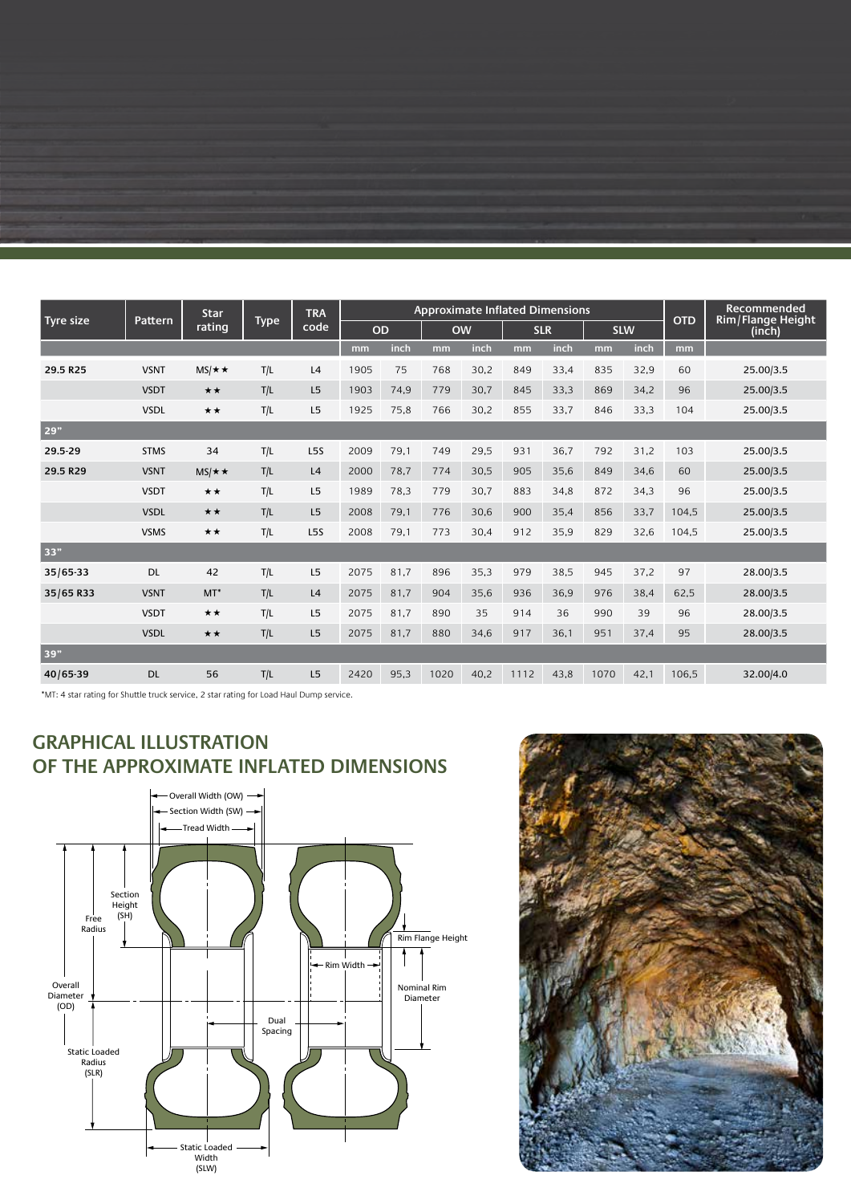| Tyre size | Pattern | Star rating | Type | TRA code | Approximate Inflated Dimensions | | | | | | | | OTD | Recommended Rim/Flange Height (inch) |
|---|---|---|---|---|---|---|---|---|---|---|---|---|---|---|
| | | | | | OD | | OW | | SLR | | SLW | | | |
| | | | | | mm | inch | mm | inch | mm | inch | mm | inch | mm | |
| **29.5 R25** | VSNT | MS/★★ | T/L | L4 | 1905 | 75 | 768 | 30,2 | 849 | 33,4 | 835 | 32,9 | 60 | 25.00/3.5 |
| | VSDT | ★★ | T/L | L5 | 1903 | 74,9 | 779 | 30,7 | 845 | 33,3 | 869 | 34,2 | 96 | 25.00/3.5 |
| | VSDL | ★★ | T/L | L5 | 1925 | 75,8 | 766 | 30,2 | 855 | 33,7 | 846 | 33,3 | 104 | 25.00/3.5 |
| **29"** | | | | | | | | | | | | | | |
| **29.5-29** | STMS | 34 | T/L | L5S | 2009 | 79,1 | 749 | 29,5 | 931 | 36,7 | 792 | 31,2 | 103 | 25.00/3.5 |
| **29.5 R29** | VSNT | MS/★★ | T/L | L4 | 2000 | 78,7 | 774 | 30,5 | 905 | 35,6 | 849 | 34,6 | 60 | 25.00/3.5 |
| | VSDT | ★★ | T/L | L5 | 1989 | 78,3 | 779 | 30,7 | 883 | 34,8 | 872 | 34,3 | 96 | 25.00/3.5 |
| | VSDL | ★★ | T/L | L5 | 2008 | 79,1 | 776 | 30,6 | 900 | 35,4 | 856 | 33,7 | 104,5 | 25.00/3.5 |
| | VSMS | ★★ | T/L | L5S | 2008 | 79,1 | 773 | 30,4 | 912 | 35,9 | 829 | 32,6 | 104,5 | 25.00/3.5 |
| **33"** | | | | | | | | | | | | | | |
| **35/65-33** | DL | 42 | T/L | L5 | 2075 | 81,7 | 896 | 35,3 | 979 | 38,5 | 945 | 37,2 | 97 | 28.00/3.5 |
| **35/65 R33** | VSNT | MT* | T/L | L4 | 2075 | 81,7 | 904 | 35,6 | 936 | 36,9 | 976 | 38,4 | 62,5 | 28.00/3.5 |
| | VSDT | ★★ | T/L | L5 | 2075 | 81,7 | 890 | 35 | 914 | 36 | 990 | 39 | 96 | 28.00/3.5 |
| | VSDL | ★★ | T/L | L5 | 2075 | 81,7 | 880 | 34,6 | 917 | 36,1 | 951 | 37,4 | 95 | 28.00/3.5 |
| **39"** | | | | | | | | | | | | | | |
| **40/65-39** | DL | 56 | T/L | L5 | 2420 | 95,3 | 1020 | 40,2 | 1112 | 43,8 | 1070 | 42,1 | 106,5 | 32.00/4.0 |

*MT: 4 star rating for Shuttle truck service, 2 star rating for Load Haul Dump service.

## GRAPHICAL ILLUSTRATION OF THE APPROXIMATE INFLATED DIMENSIONS

Overall Width (OW)
Section Width (SW)
Tread Width
Section Height (SH)
Free Radius
Overall Diameter (OD)
Static Loaded Radius (SLR)
Static Loaded Width (SLW)
Rim Flange Height
Rim Width
Nominal Rim Diameter
Dual Spacing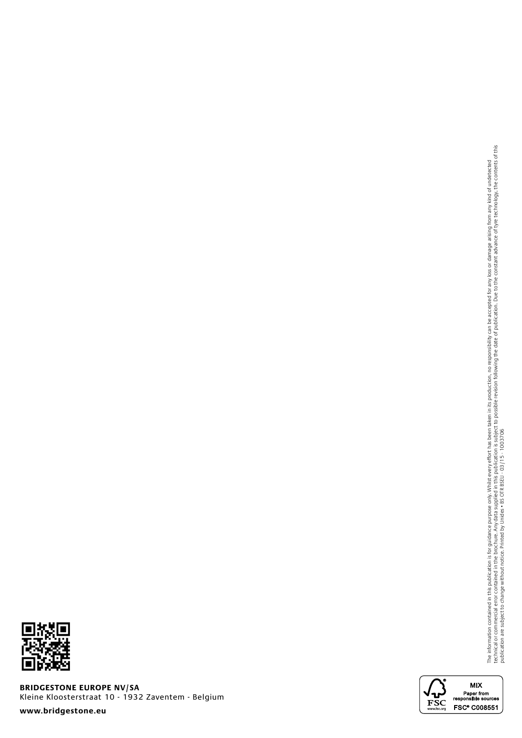The information contained in this publication is for guidance purpose only. Whilst every effort has been taken in its production, no responsibility can be accepted for any loss or damage arising from any kind of undetected technical or commercial error contained in the brochure. Any data supplied in this publication is subject to possible revision following the date of publication. Due to the constant advance of tyre technology, the contents of this publication are subject to change without notice. Printed by Unidea • BS OTR BSEU - 03/15 - 1003706

**BRIDGESTONE EUROPE NV/SA**
Kleine Kloosterstraat 10 - 1932 Zaventem - Belgium

**www.bridgestone.eu**

FSC
www.fsc.org
MIX
Paper from responsible sources
FSC® C008551